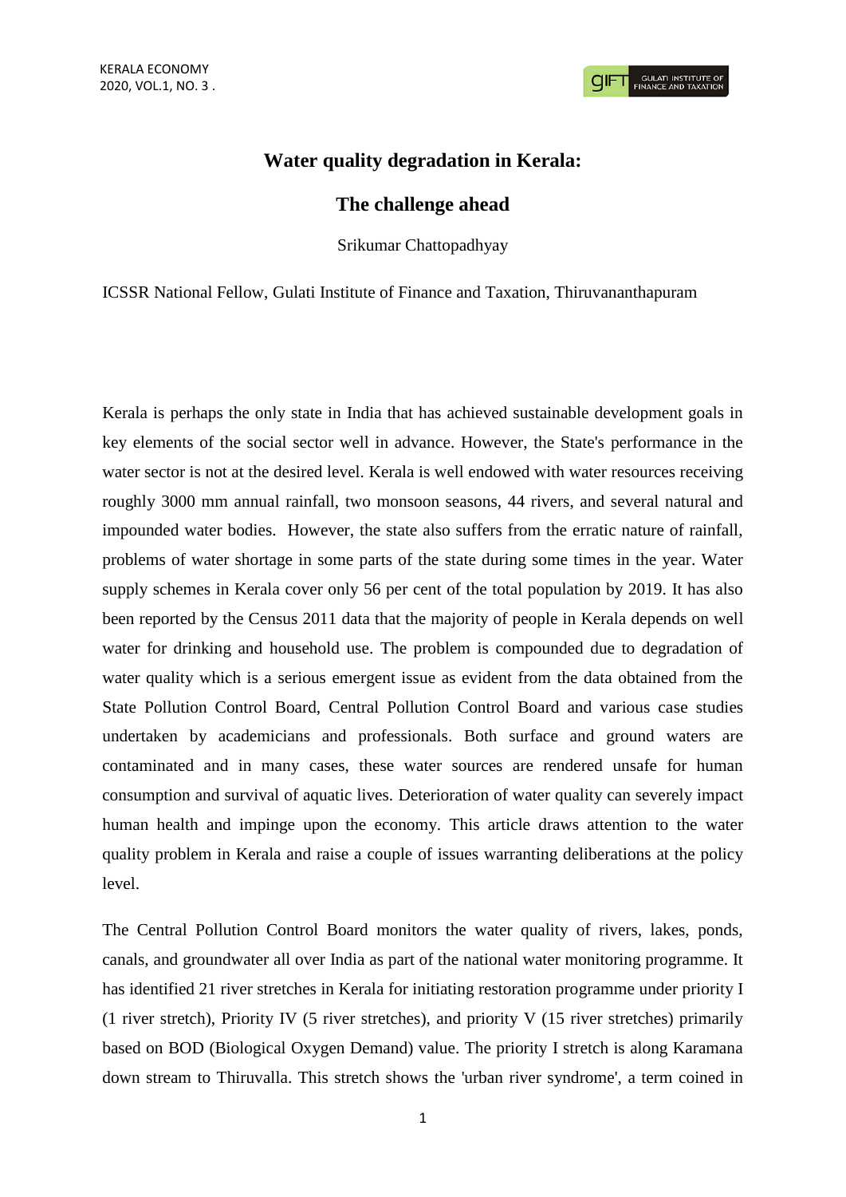# Water quality degradation in Kerala: The challenge ahead

Srikumar Chattopadhyay

ICSSR National Fellow, Gulati Institute of Finance and Taxation, Thiruvananthapuram

Kerala is perhaps the only state in India that has achieved sustainable development goals in key elements of the social sector well in advance. However, the State's performance in the water sector is not at the desired level. Kerala is well endowed with water resources receiving roughly 3000 mm annual rainfall, two monsoon seasons, 44 rivers, and several natural and impounded water bodies. However, the state also suffers from the erratic nature of rainfall, problems of water shortage in some parts of the state during some times in the year. Water supply schemes in Kerala cover only 56 per cent of the total population by 2019. It has also been reported by the Census 2011 data that the majority of people in Kerala depends on well water for drinking and household use. The problem is compounded due to degradation of water quality which is a serious emergent issue as evident from the data obtained from the State Pollution Control Board, Central Pollution Control Board and various case studies undertaken by academicians and professionals. Both surface and ground waters are contaminated and in many cases, these water sources are rendered unsafe for human consumption and survival of aquatic lives. Deterioration of water quality can severely impact human health and impinge upon the economy. This article draws attention to the water quality problem in Kerala and raise a couple of issues warranting deliberations at the policy level.

The Central Pollution Control Board monitors the water quality of rivers, lakes, ponds, canals, and groundwater all over India as part of the national water monitoring programme. It has identified 21 river stretches in Kerala for initiating restoration programme under priority I (1 river stretch), Priority IV (5 river stretches), and priority V (15 river stretches) primarily based on BOD (Biological Oxygen Demand) value. The priority I stretch is along Karamana down stream to Thiruvalla. This stretch shows the 'urban river syndrome', a term coined in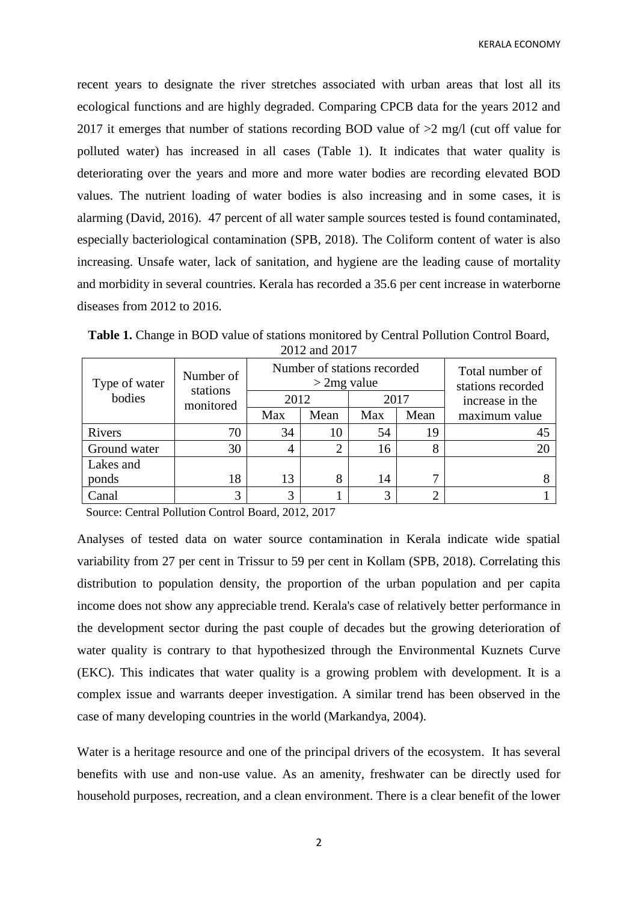recent years to designate the river stretches associated with urban areas that lost all its ecological functions and are highly degraded. Comparing CPCB data for the years 2012 and 2017 it emerges that number of stations recording BOD value of >2 mg/l (cut off value for polluted water) has increased in all cases (Table 1). It indicates that water quality is deteriorating over the years and more and more water bodies are recording elevated BOD values. The nutrient loading of water bodies is also increasing and in some cases, it is alarming (David, 2016). 47 percent of all water sample sources tested is found contaminated, especially bacteriological contamination (SPB, 2018). The Coliform content of water is also increasing. Unsafe water, lack of sanitation, and hygiene are the leading cause of mortality and morbidity in several countries. Kerala has recorded a 35.6 per cent increase in waterborne diseases from 2012 to 2016.

**Table 1.** Change in BOD value of stations monitored by Central Pollution Control Board, 2012 and 2017

| Type of water bodies | Number of stations monitored | Number of stations recorded > 2mg value | | | | Total number of stations recorded increase in the maximum value |
|---|---|---|---|---|---|---|
| | | 2012 | | 2017 | | |
| | | Max | Mean | Max | Mean | |
| Rivers | 70 | 34 | 10 | 54 | 19 | 45 |
| Ground water | 30 | 4 | 2 | 16 | 8 | 20 |
| Lakes and ponds | 18 | 13 | 8 | 14 | 7 | 8 |
| Canal | 3 | 3 | 1 | 3 | 2 | 1 |

Source: Central Pollution Control Board, 2012, 2017

Analyses of tested data on water source contamination in Kerala indicate wide spatial variability from 27 per cent in Trissur to 59 per cent in Kollam (SPB, 2018). Correlating this distribution to population density, the proportion of the urban population and per capita income does not show any appreciable trend. Kerala's case of relatively better performance in the development sector during the past couple of decades but the growing deterioration of water quality is contrary to that hypothesized through the Environmental Kuznets Curve (EKC). This indicates that water quality is a growing problem with development. It is a complex issue and warrants deeper investigation. A similar trend has been observed in the case of many developing countries in the world (Markandya, 2004).

Water is a heritage resource and one of the principal drivers of the ecosystem. It has several benefits with use and non-use value. As an amenity, freshwater can be directly used for household purposes, recreation, and a clean environment. There is a clear benefit of the lower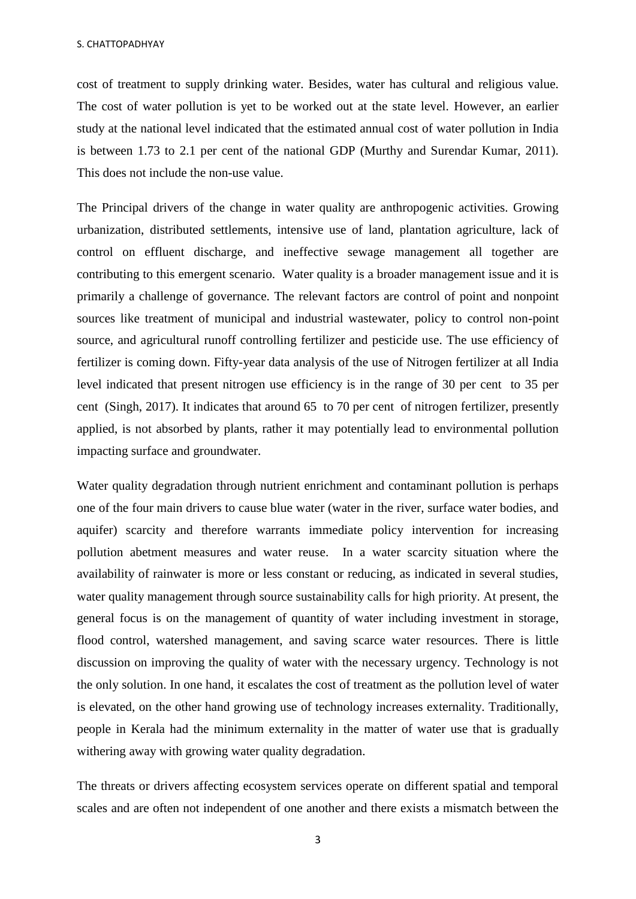cost of treatment to supply drinking water. Besides, water has cultural and religious value. The cost of water pollution is yet to be worked out at the state level. However, an earlier study at the national level indicated that the estimated annual cost of water pollution in India is between 1.73 to 2.1 per cent of the national GDP (Murthy and Surendar Kumar, 2011). This does not include the non-use value.

The Principal drivers of the change in water quality are anthropogenic activities. Growing urbanization, distributed settlements, intensive use of land, plantation agriculture, lack of control on effluent discharge, and ineffective sewage management all together are contributing to this emergent scenario. Water quality is a broader management issue and it is primarily a challenge of governance. The relevant factors are control of point and nonpoint sources like treatment of municipal and industrial wastewater, policy to control non-point source, and agricultural runoff controlling fertilizer and pesticide use. The use efficiency of fertilizer is coming down. Fifty-year data analysis of the use of Nitrogen fertilizer at all India level indicated that present nitrogen use efficiency is in the range of 30 per cent to 35 per cent (Singh, 2017). It indicates that around 65 to 70 per cent of nitrogen fertilizer, presently applied, is not absorbed by plants, rather it may potentially lead to environmental pollution impacting surface and groundwater.

Water quality degradation through nutrient enrichment and contaminant pollution is perhaps one of the four main drivers to cause blue water (water in the river, surface water bodies, and aquifer) scarcity and therefore warrants immediate policy intervention for increasing pollution abetment measures and water reuse. In a water scarcity situation where the availability of rainwater is more or less constant or reducing, as indicated in several studies, water quality management through source sustainability calls for high priority. At present, the general focus is on the management of quantity of water including investment in storage, flood control, watershed management, and saving scarce water resources. There is little discussion on improving the quality of water with the necessary urgency. Technology is not the only solution. In one hand, it escalates the cost of treatment as the pollution level of water is elevated, on the other hand growing use of technology increases externality. Traditionally, people in Kerala had the minimum externality in the matter of water use that is gradually withering away with growing water quality degradation.

The threats or drivers affecting ecosystem services operate on different spatial and temporal scales and are often not independent of one another and there exists a mismatch between the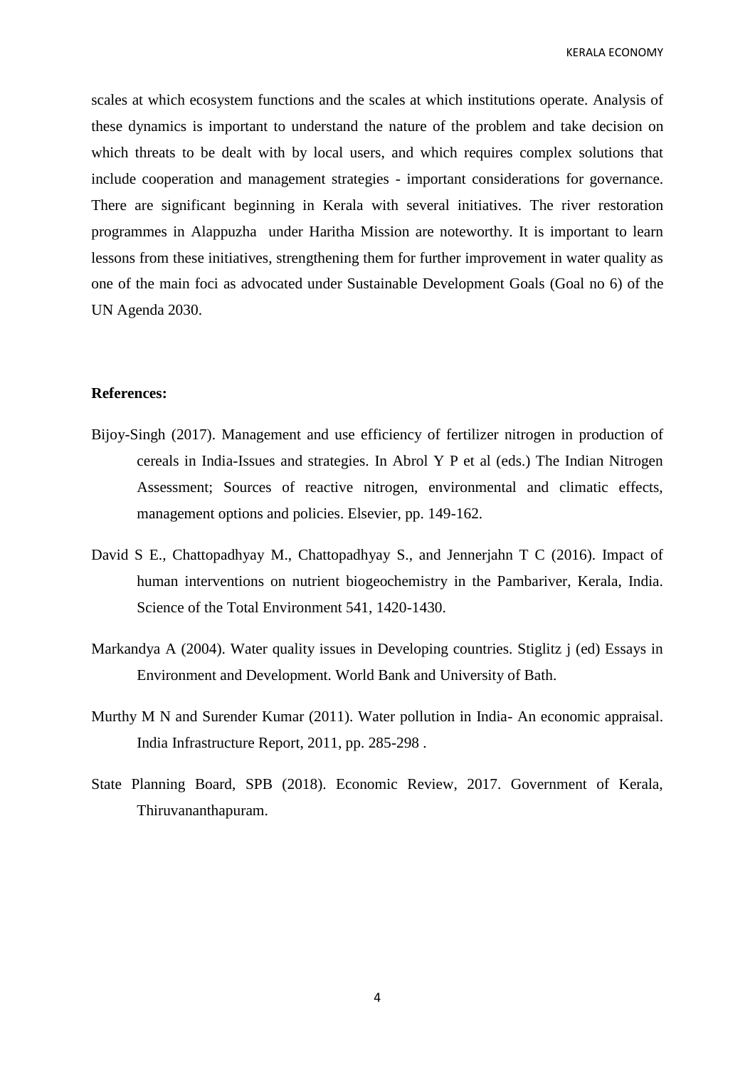scales at which ecosystem functions and the scales at which institutions operate. Analysis of these dynamics is important to understand the nature of the problem and take decision on which threats to be dealt with by local users, and which requires complex solutions that include cooperation and management strategies - important considerations for governance. There are significant beginning in Kerala with several initiatives. The river restoration programmes in Alappuzha under Haritha Mission are noteworthy. It is important to learn lessons from these initiatives, strengthening them for further improvement in water quality as one of the main foci as advocated under Sustainable Development Goals (Goal no 6) of the UN Agenda 2030.

**References:**

Bijoy-Singh (2017). Management and use efficiency of fertilizer nitrogen in production of cereals in India-Issues and strategies. In Abrol Y P et al (eds.) The Indian Nitrogen Assessment; Sources of reactive nitrogen, environmental and climatic effects, management options and policies. Elsevier, pp. 149-162.

David S E., Chattopadhyay M., Chattopadhyay S., and Jennerjahn T C (2016). Impact of human interventions on nutrient biogeochemistry in the Pambariver, Kerala, India. Science of the Total Environment 541, 1420-1430.

Markandya A (2004). Water quality issues in Developing countries. Stiglitz j (ed) Essays in Environment and Development. World Bank and University of Bath.

Murthy M N and Surender Kumar (2011). Water pollution in India- An economic appraisal. India Infrastructure Report, 2011, pp. 285-298 .

State Planning Board, SPB (2018). Economic Review, 2017. Government of Kerala, Thiruvananthapuram.